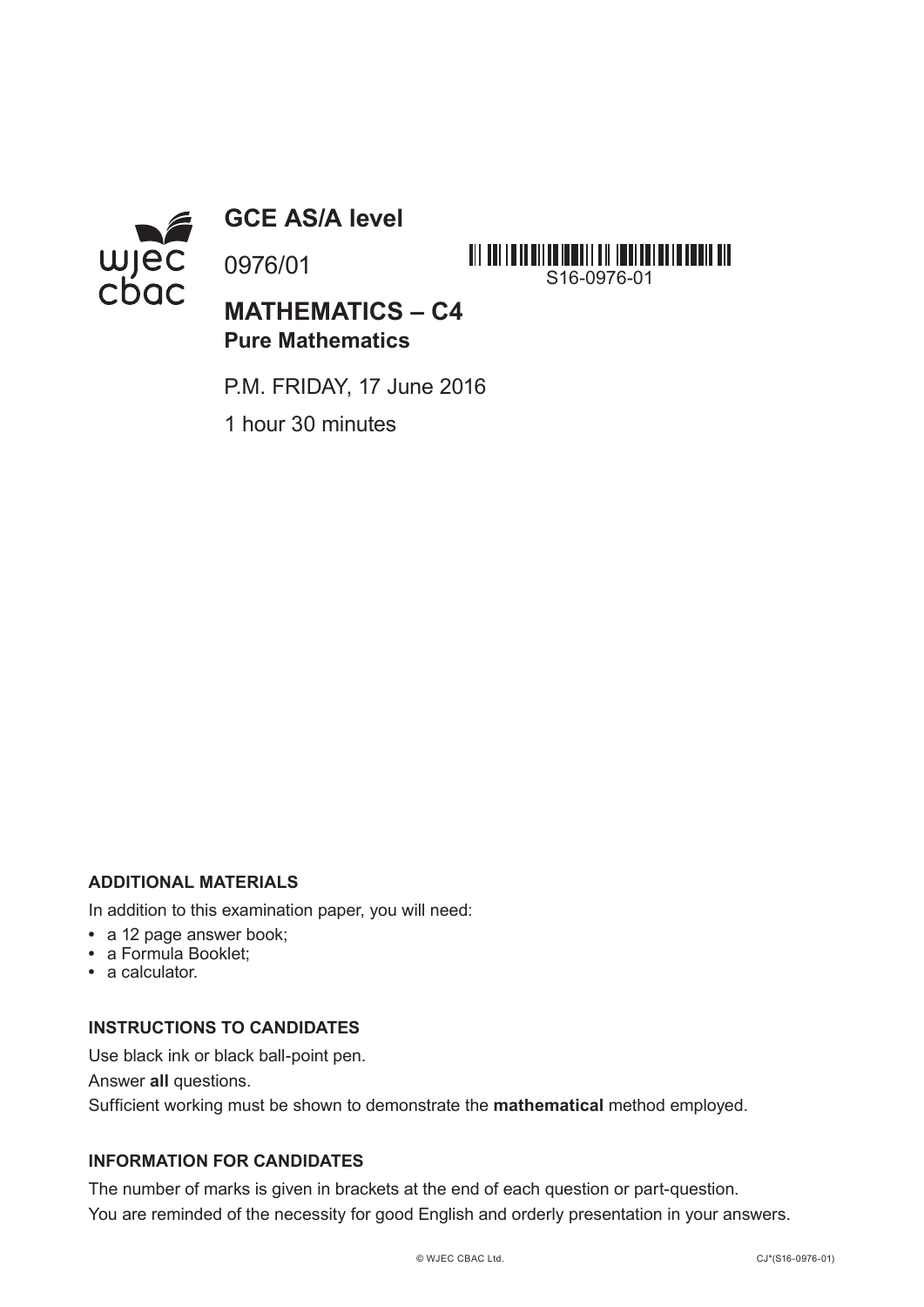# GCE AS/A level

0976/01

S16-0976-01

## MATHEMATICS – C4
**Pure Mathematics**

P.M. FRIDAY, 17 June 2016

1 hour 30 minutes

**ADDITIONAL MATERIALS**

In addition to this examination paper, you will need:

- a 12 page answer book;
- a Formula Booklet;
- a calculator.

**INSTRUCTIONS TO CANDIDATES**

Use black ink or black ball-point pen.

Answer **all** questions.

Sufficient working must be shown to demonstrate the **mathematical** method employed.

**INFORMATION FOR CANDIDATES**

The number of marks is given in brackets at the end of each question or part-question.

You are reminded of the necessity for good English and orderly presentation in your answers.

© WJEC CBAC Ltd. CJ*(S16-0976-01)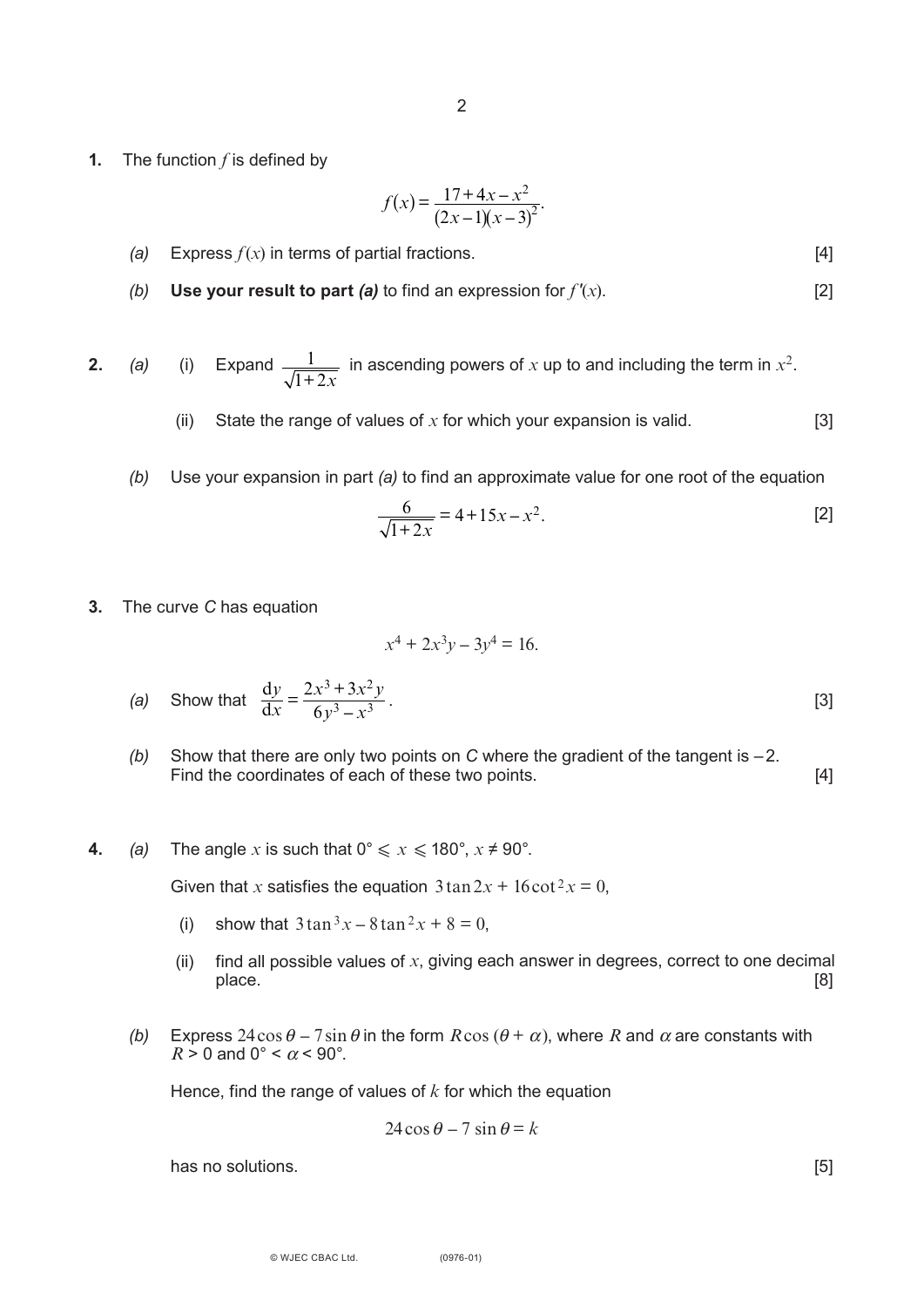**1.** The function $f$ is defined by

$$f(x) = \frac{17 + 4x - x^2}{(2x-1)(x-3)^2}.$$

*(a)* Express $f(x)$ in terms of partial fractions. [4]

*(b)* **Use your result to part *(a)*** to find an expression for $f'(x)$. [2]

**2.** *(a)* (i) Expand $\dfrac{1}{\sqrt{1+2x}}$ in ascending powers of $x$ up to and including the term in $x^2$.

(ii) State the range of values of $x$ for which your expansion is valid. [3]

*(b)* Use your expansion in part *(a)* to find an approximate value for one root of the equation

$$\frac{6}{\sqrt{1+2x}} = 4 + 15x - x^2.$$ [2]

**3.** The curve *C* has equation

$$x^4 + 2x^3y - 3y^4 = 16.$$

*(a)* Show that $\dfrac{\mathrm{d}y}{\mathrm{d}x} = \dfrac{2x^3 + 3x^2y}{6y^3 - x^3}$. [3]

*(b)* Show that there are only two points on *C* where the gradient of the tangent is $-2$. Find the coordinates of each of these two points. [4]

**4.** *(a)* The angle $x$ is such that $0° \leqslant x \leqslant 180°$, $x \neq 90°$.

Given that $x$ satisfies the equation $3\tan 2x + 16\cot^2 x = 0$,

(i) show that $3\tan^3 x - 8\tan^2 x + 8 = 0$,

(ii) find all possible values of $x$, giving each answer in degrees, correct to one decimal place. [8]

*(b)* Express $24\cos\theta - 7\sin\theta$ in the form $R\cos(\theta + \alpha)$, where $R$ and $\alpha$ are constants with $R > 0$ and $0° < \alpha < 90°$.

Hence, find the range of values of $k$ for which the equation

$$24\cos\theta - 7\sin\theta = k$$

has no solutions. [5]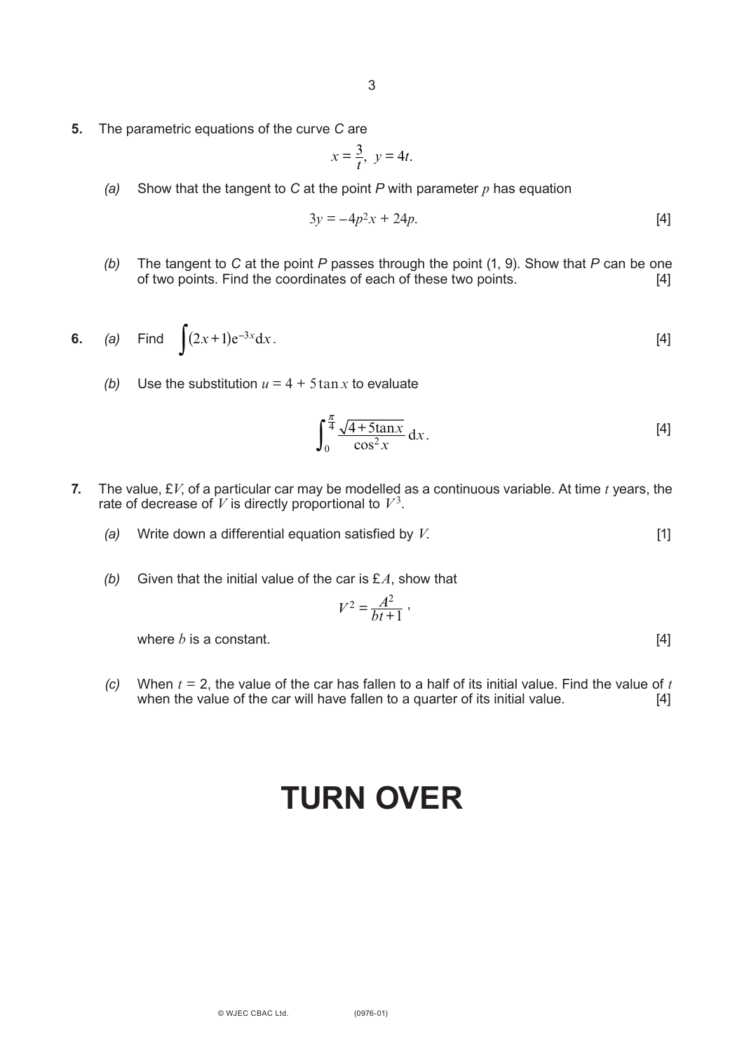**5.** The parametric equations of the curve *C* are

$$x = \frac{3}{t}, \; y = 4t.$$

*(a)* Show that the tangent to *C* at the point *P* with parameter $p$ has equation

$$3y = -4p^2x + 24p. \qquad [4]$$

*(b)* The tangent to *C* at the point *P* passes through the point (1, 9). Show that *P* can be one of two points. Find the coordinates of each of these two points. [4]

**6.** *(a)* Find $\int (2x+1)e^{-3x}dx$. [4]

*(b)* Use the substitution $u = 4 + 5\tan x$ to evaluate

$$\int_0^{\frac{\pi}{4}} \frac{\sqrt{4+5\tan x}}{\cos^2 x}\,dx. \qquad [4]$$

**7.** The value, £$V$, of a particular car may be modelled as a continuous variable. At time $t$ years, the rate of decrease of $V$ is directly proportional to $V^3$.

*(a)* Write down a differential equation satisfied by $V$. [1]

*(b)* Given that the initial value of the car is £$A$, show that

$$V^2 = \frac{A^2}{bt+1},$$

where $b$ is a constant. [4]

*(c)* When $t = 2$, the value of the car has fallen to a half of its initial value. Find the value of $t$ when the value of the car will have fallen to a quarter of its initial value. [4]

# TURN OVER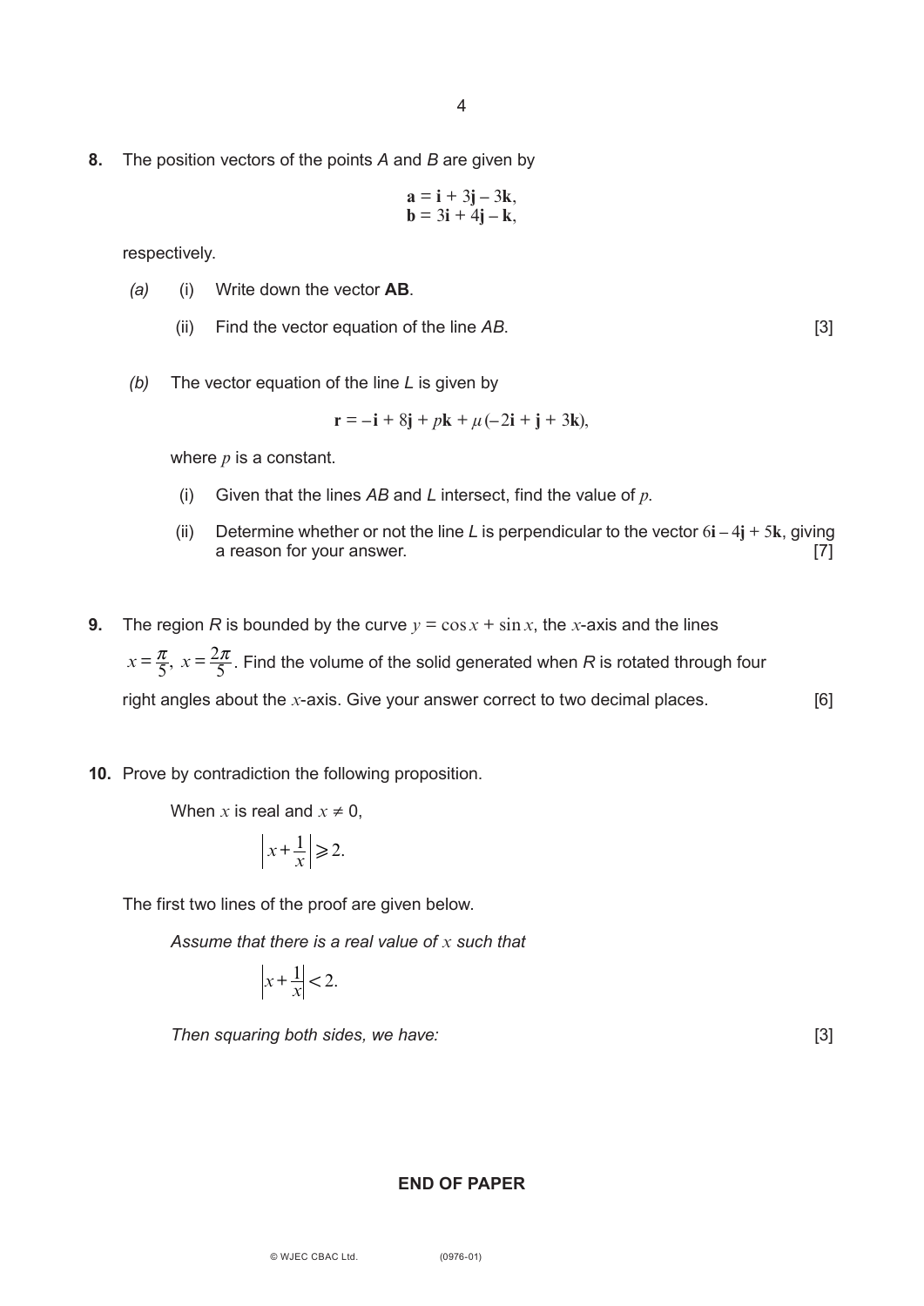**8.** The position vectors of the points $A$ and $B$ are given by

$$\mathbf{a} = \mathbf{i} + 3\mathbf{j} - 3\mathbf{k},$$
$$\mathbf{b} = 3\mathbf{i} + 4\mathbf{j} - \mathbf{k},$$

respectively.

*(a)* (i) Write down the vector **AB**.

(ii) Find the vector equation of the line $AB$. [3]

*(b)* The vector equation of the line $L$ is given by

$$\mathbf{r} = -\mathbf{i} + 8\mathbf{j} + p\mathbf{k} + \mu(-2\mathbf{i} + \mathbf{j} + 3\mathbf{k}),$$

where $p$ is a constant.

(i) Given that the lines $AB$ and $L$ intersect, find the value of $p$.

(ii) Determine whether or not the line $L$ is perpendicular to the vector $6\mathbf{i} - 4\mathbf{j} + 5\mathbf{k}$, giving a reason for your answer. [7]

**9.** The region $R$ is bounded by the curve $y = \cos x + \sin x$, the $x$-axis and the lines $x = \frac{\pi}{5},\ x = \frac{2\pi}{5}$. Find the volume of the solid generated when $R$ is rotated through four right angles about the $x$-axis. Give your answer correct to two decimal places. [6]

**10.** Prove by contradiction the following proposition.

When $x$ is real and $x \neq 0$,

$$\left|x + \frac{1}{x}\right| \geqslant 2.$$

The first two lines of the proof are given below.

*Assume that there is a real value of $x$ such that*

$$\left|x + \frac{1}{x}\right| < 2.$$

*Then squaring both sides, we have:* [3]

**END OF PAPER**